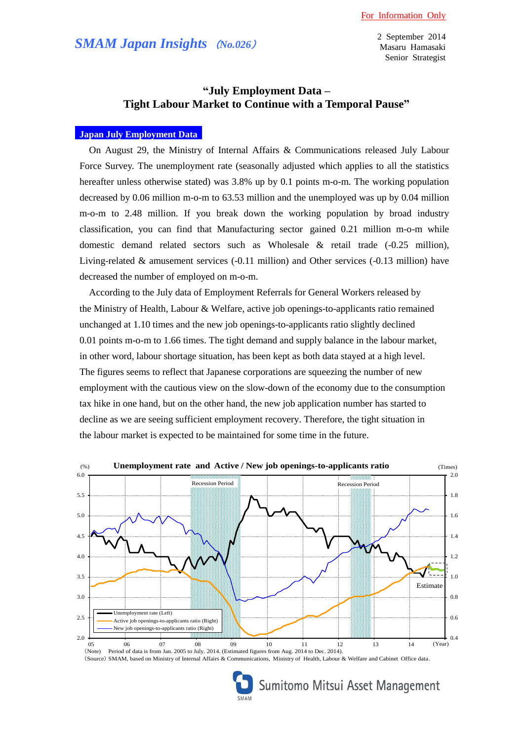For Information Only

*SMAM Japan Insights* (No.026)

2 September 2014
Masaru Hamasaki
Senior Strategist

# "July Employment Data – Tight Labour Market to Continue with a Temporal Pause"

## Japan July Employment Data

On August 29, the Ministry of Internal Affairs & Communications released July Labour Force Survey. The unemployment rate (seasonally adjusted which applies to all the statistics hereafter unless otherwise stated) was 3.8% up by 0.1 points m-o-m. The working population decreased by 0.06 million m-o-m to 63.53 million and the unemployed was up by 0.04 million m-o-m to 2.48 million. If you break down the working population by broad industry classification, you can find that Manufacturing sector gained 0.21 million m-o-m while domestic demand related sectors such as Wholesale & retail trade (-0.25 million), Living-related & amusement services (-0.11 million) and Other services (-0.13 million) have decreased the number of employed on m-o-m.

According to the July data of Employment Referrals for General Workers released by the Ministry of Health, Labour & Welfare, active job openings-to-applicants ratio remained unchanged at 1.10 times and the new job openings-to-applicants ratio slightly declined 0.01 points m-o-m to 1.66 times. The tight demand and supply balance in the labour market, in other word, labour shortage situation, has been kept as both data stayed at a high level. The figures seems to reflect that Japanese corporations are squeezing the number of new employment with the cautious view on the slow-down of the economy due to the consumption tax hike in one hand, but on the other hand, the new job application number has started to decline as we are seeing sufficient employment recovery. Therefore, the tight situation in the labour market is expected to be maintained for some time in the future.

**Unemployment rate and Active / New job openings-to-applicants ratio**

(Note) Period of data is from Jan. 2005 to July. 2014. (Estimated figures from Aug. 2014 to Dec. 2014).
(Source) SMAM, based on Ministry of Internal Affairs & Communications, Ministry of Health, Labour & Welfare and Cabinet Office data.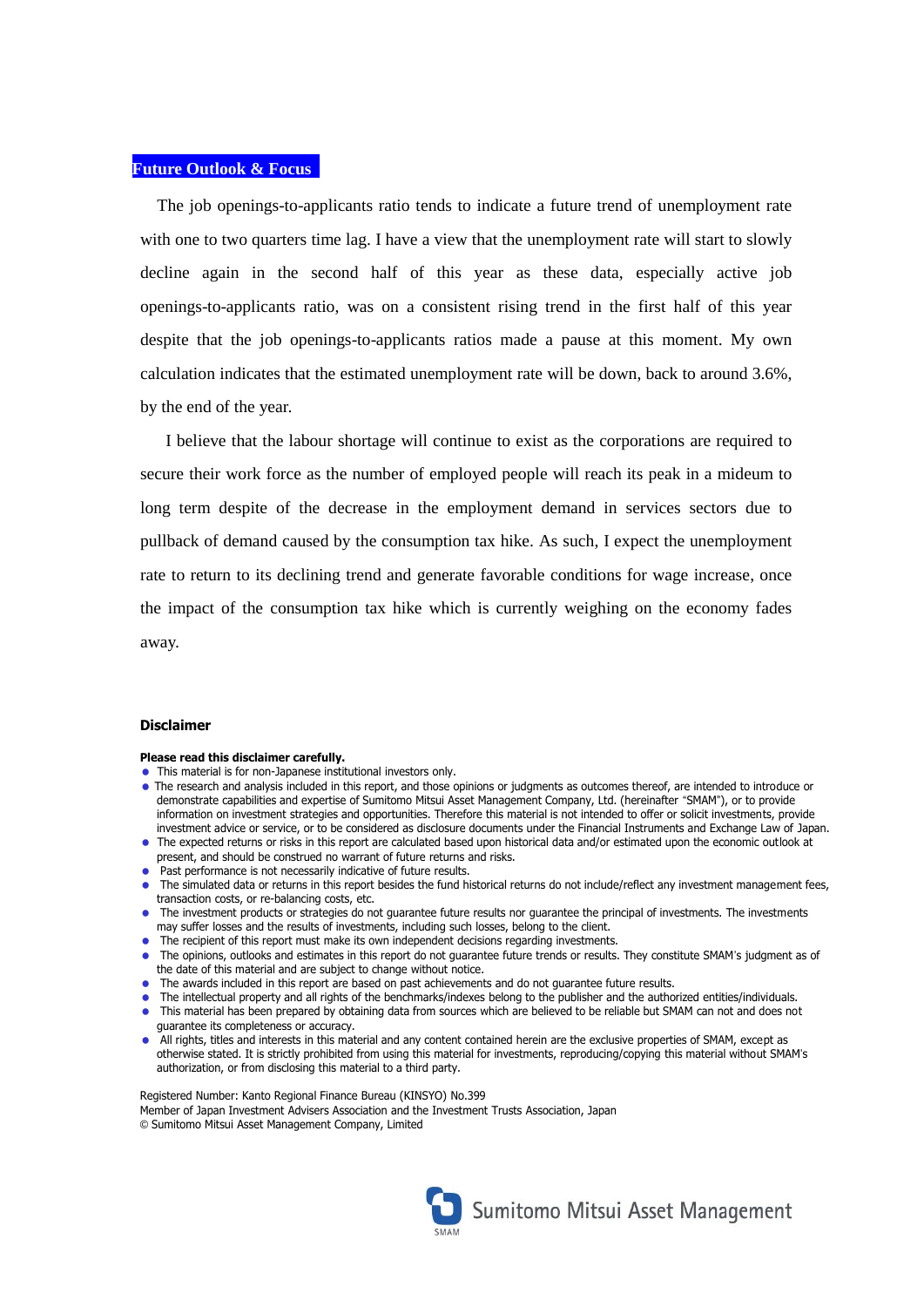## Future Outlook & Focus

The job openings-to-applicants ratio tends to indicate a future trend of unemployment rate with one to two quarters time lag. I have a view that the unemployment rate will start to slowly decline again in the second half of this year as these data, especially active job openings-to-applicants ratio, was on a consistent rising trend in the first half of this year despite that the job openings-to-applicants ratios made a pause at this moment. My own calculation indicates that the estimated unemployment rate will be down, back to around 3.6%, by the end of the year.

I believe that the labour shortage will continue to exist as the corporations are required to secure their work force as the number of employed people will reach its peak in a mideum to long term despite of the decrease in the employment demand in services sectors due to pullback of demand caused by the consumption tax hike. As such, I expect the unemployment rate to return to its declining trend and generate favorable conditions for wage increase, once the impact of the consumption tax hike which is currently weighing on the economy fades away.

### Disclaimer

**Please read this disclaimer carefully.**

- This material is for non-Japanese institutional investors only.
- The research and analysis included in this report, and those opinions or judgments as outcomes thereof, are intended to introduce or demonstrate capabilities and expertise of Sumitomo Mitsui Asset Management Company, Ltd. (hereinafter "SMAM"), or to provide information on investment strategies and opportunities. Therefore this material is not intended to offer or solicit investments, provide investment advice or service, or to be considered as disclosure documents under the Financial Instruments and Exchange Law of Japan.
- The expected returns or risks in this report are calculated based upon historical data and/or estimated upon the economic outlook at present, and should be construed no warrant of future returns and risks.
- Past performance is not necessarily indicative of future results.
- The simulated data or returns in this report besides the fund historical returns do not include/reflect any investment management fees, transaction costs, or re-balancing costs, etc.
- The investment products or strategies do not guarantee future results nor guarantee the principal of investments. The investments may suffer losses and the results of investments, including such losses, belong to the client.
- The recipient of this report must make its own independent decisions regarding investments.
- The opinions, outlooks and estimates in this report do not guarantee future trends or results. They constitute SMAM's judgment as of the date of this material and are subject to change without notice.
- The awards included in this report are based on past achievements and do not guarantee future results.
- The intellectual property and all rights of the benchmarks/indexes belong to the publisher and the authorized entities/individuals.
- This material has been prepared by obtaining data from sources which are believed to be reliable but SMAM can not and does not guarantee its completeness or accuracy.
- All rights, titles and interests in this material and any content contained herein are the exclusive properties of SMAM, except as otherwise stated. It is strictly prohibited from using this material for investments, reproducing/copying this material without SMAM's authorization, or from disclosing this material to a third party.

Registered Number: Kanto Regional Finance Bureau (KINSYO) No.399
Member of Japan Investment Advisers Association and the Investment Trusts Association, Japan
© Sumitomo Mitsui Asset Management Company, Limited

SMAM Sumitomo Mitsui Asset Management